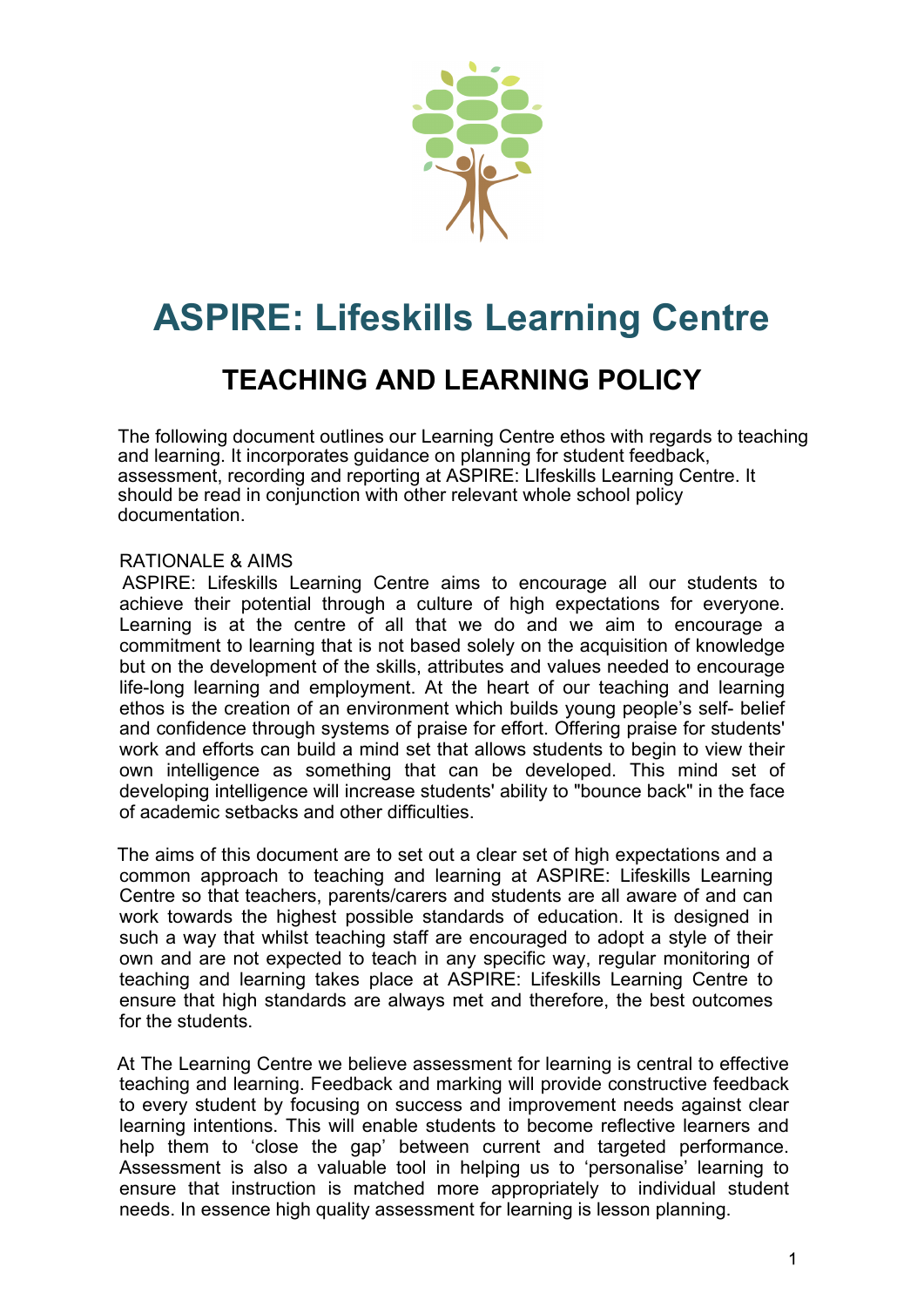# ASPIRE: Lifeskills Learning Centre

## TEACHING AND LEARNING POLICY

The following document outlines our Learning Centre ethos with regards to teaching and learning. It incorporates guidance on planning for student feedback, assessment, recording and reporting at ASPIRE: LIfeskills Learning Centre. It should be read in conjunction with other relevant whole school policy documentation.

RATIONALE & AIMS

ASPIRE: Lifeskills Learning Centre aims to encourage all our students to achieve their potential through a culture of high expectations for everyone. Learning is at the centre of all that we do and we aim to encourage a commitment to learning that is not based solely on the acquisition of knowledge but on the development of the skills, attributes and values needed to encourage life-long learning and employment. At the heart of our teaching and learning ethos is the creation of an environment which builds young people's self- belief and confidence through systems of praise for effort. Offering praise for students' work and efforts can build a mind set that allows students to begin to view their own intelligence as something that can be developed. This mind set of developing intelligence will increase students' ability to "bounce back" in the face of academic setbacks and other difficulties.

The aims of this document are to set out a clear set of high expectations and a common approach to teaching and learning at ASPIRE: Lifeskills Learning Centre so that teachers, parents/carers and students are all aware of and can work towards the highest possible standards of education. It is designed in such a way that whilst teaching staff are encouraged to adopt a style of their own and are not expected to teach in any specific way, regular monitoring of teaching and learning takes place at ASPIRE: Lifeskills Learning Centre to ensure that high standards are always met and therefore, the best outcomes for the students.

At The Learning Centre we believe assessment for learning is central to effective teaching and learning. Feedback and marking will provide constructive feedback to every student by focusing on success and improvement needs against clear learning intentions. This will enable students to become reflective learners and help them to 'close the gap' between current and targeted performance. Assessment is also a valuable tool in helping us to 'personalise' learning to ensure that instruction is matched more appropriately to individual student needs. In essence high quality assessment for learning is lesson planning.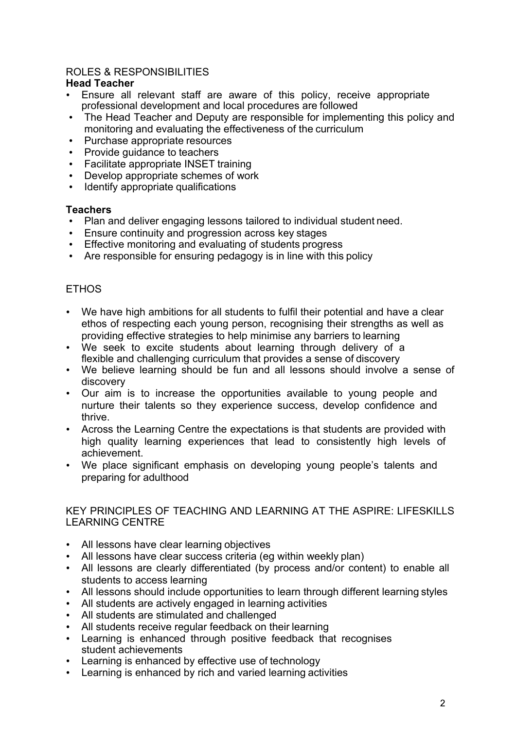## ROLES & RESPONSIBILITIES

### Head Teacher

- Ensure all relevant staff are aware of this policy, receive appropriate professional development and local procedures are followed
- The Head Teacher and Deputy are responsible for implementing this policy and monitoring and evaluating the effectiveness of the curriculum
- Purchase appropriate resources
- Provide guidance to teachers
- Facilitate appropriate INSET training
- Develop appropriate schemes of work
- Identify appropriate qualifications

### Teachers

- Plan and deliver engaging lessons tailored to individual student need.
- Ensure continuity and progression across key stages
- Effective monitoring and evaluating of students progress
- Are responsible for ensuring pedagogy is in line with this policy

## ETHOS

- We have high ambitions for all students to fulfil their potential and have a clear ethos of respecting each young person, recognising their strengths as well as providing effective strategies to help minimise any barriers to learning
- We seek to excite students about learning through delivery of a flexible and challenging curriculum that provides a sense of discovery
- We believe learning should be fun and all lessons should involve a sense of discovery
- Our aim is to increase the opportunities available to young people and nurture their talents so they experience success, develop confidence and thrive.
- Across the Learning Centre the expectations is that students are provided with high quality learning experiences that lead to consistently high levels of achievement.
- We place significant emphasis on developing young people's talents and preparing for adulthood

## KEY PRINCIPLES OF TEACHING AND LEARNING AT THE ASPIRE: LIFESKILLS LEARNING CENTRE

- All lessons have clear learning objectives
- All lessons have clear success criteria (eg within weekly plan)
- All lessons are clearly differentiated (by process and/or content) to enable all students to access learning
- All lessons should include opportunities to learn through different learning styles
- All students are actively engaged in learning activities
- All students are stimulated and challenged
- All students receive regular feedback on their learning
- Learning is enhanced through positive feedback that recognises student achievements
- Learning is enhanced by effective use of technology
- Learning is enhanced by rich and varied learning activities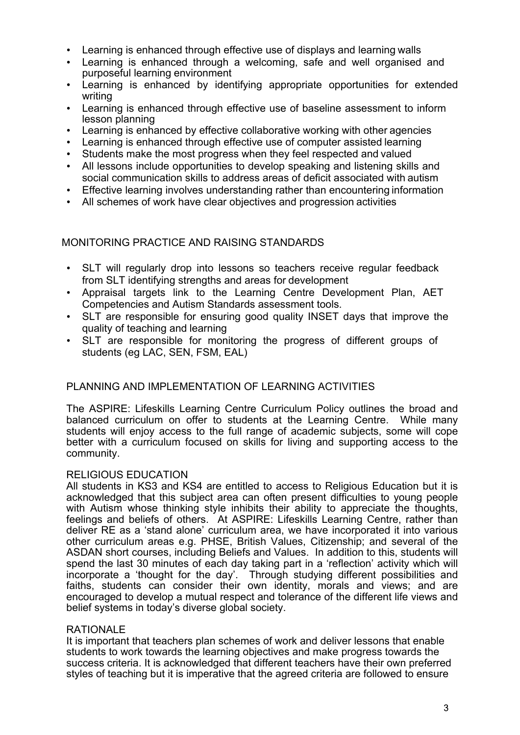- Learning is enhanced through effective use of displays and learning walls
- Learning is enhanced through a welcoming, safe and well organised and purposeful learning environment
- Learning is enhanced by identifying appropriate opportunities for extended writing
- Learning is enhanced through effective use of baseline assessment to inform lesson planning
- Learning is enhanced by effective collaborative working with other agencies
- Learning is enhanced through effective use of computer assisted learning
- Students make the most progress when they feel respected and valued
- All lessons include opportunities to develop speaking and listening skills and social communication skills to address areas of deficit associated with autism
- Effective learning involves understanding rather than encountering information
- All schemes of work have clear objectives and progression activities

## MONITORING PRACTICE AND RAISING STANDARDS

- SLT will regularly drop into lessons so teachers receive regular feedback from SLT identifying strengths and areas for development
- Appraisal targets link to the Learning Centre Development Plan, AET Competencies and Autism Standards assessment tools.
- SLT are responsible for ensuring good quality INSET days that improve the quality of teaching and learning
- SLT are responsible for monitoring the progress of different groups of students (eg LAC, SEN, FSM, EAL)

## PLANNING AND IMPLEMENTATION OF LEARNING ACTIVITIES

The ASPIRE: Lifeskills Learning Centre Curriculum Policy outlines the broad and balanced curriculum on offer to students at the Learning Centre. While many students will enjoy access to the full range of academic subjects, some will cope better with a curriculum focused on skills for living and supporting access to the community.

### RELIGIOUS EDUCATION

All students in KS3 and KS4 are entitled to access to Religious Education but it is acknowledged that this subject area can often present difficulties to young people with Autism whose thinking style inhibits their ability to appreciate the thoughts, feelings and beliefs of others. At ASPIRE: Lifeskills Learning Centre, rather than deliver RE as a 'stand alone' curriculum area, we have incorporated it into various other curriculum areas e.g. PHSE, British Values, Citizenship; and several of the ASDAN short courses, including Beliefs and Values. In addition to this, students will spend the last 30 minutes of each day taking part in a 'reflection' activity which will incorporate a 'thought for the day'. Through studying different possibilities and faiths, students can consider their own identity, morals and views; and are encouraged to develop a mutual respect and tolerance of the different life views and belief systems in today's diverse global society.

### RATIONALE

It is important that teachers plan schemes of work and deliver lessons that enable students to work towards the learning objectives and make progress towards the success criteria. It is acknowledged that different teachers have their own preferred styles of teaching but it is imperative that the agreed criteria are followed to ensure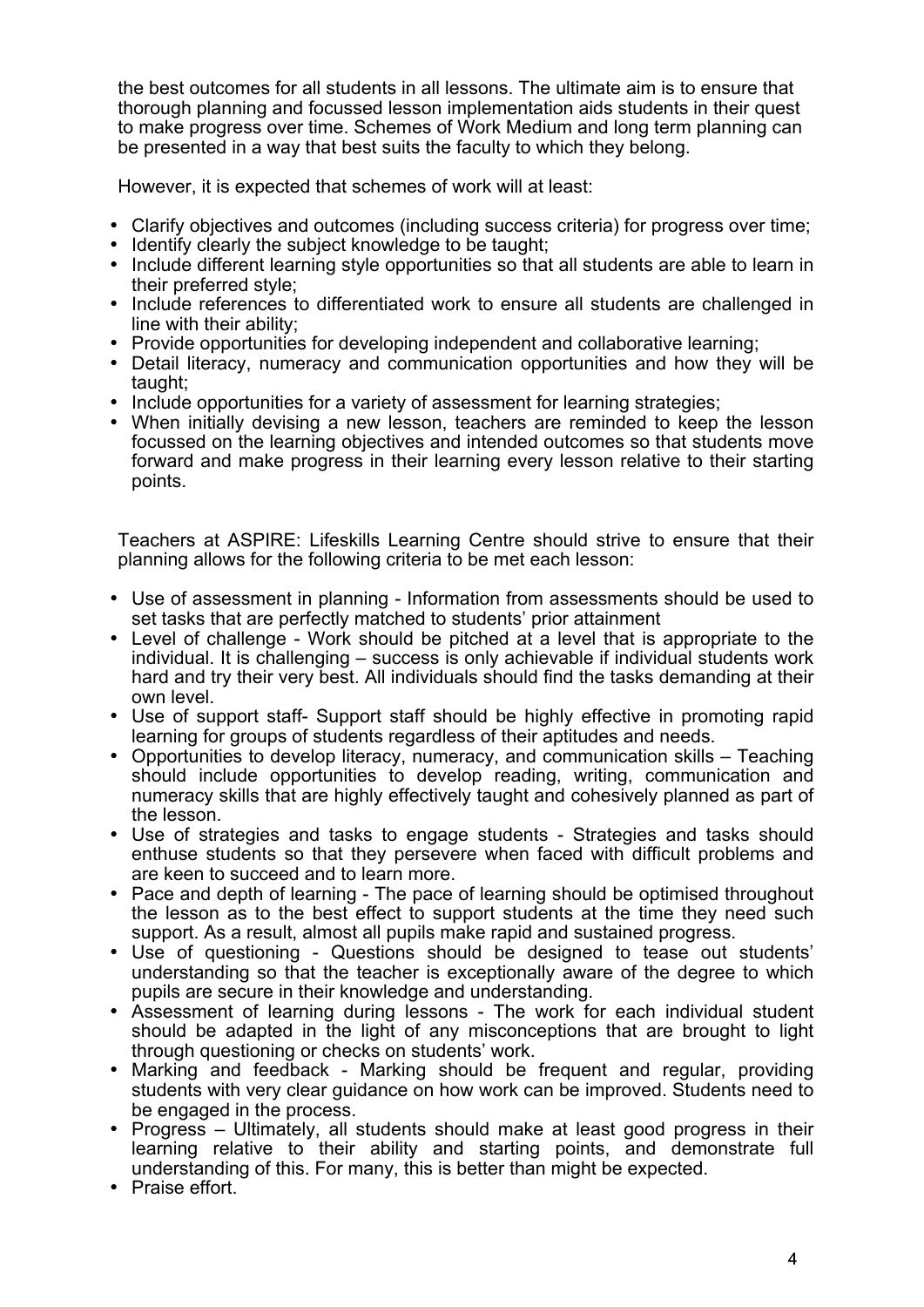the best outcomes for all students in all lessons. The ultimate aim is to ensure that thorough planning and focussed lesson implementation aids students in their quest to make progress over time. Schemes of Work Medium and long term planning can be presented in a way that best suits the faculty to which they belong.

However, it is expected that schemes of work will at least:

- Clarify objectives and outcomes (including success criteria) for progress over time;
- Identify clearly the subject knowledge to be taught;
- Include different learning style opportunities so that all students are able to learn in their preferred style;
- Include references to differentiated work to ensure all students are challenged in line with their ability;
- Provide opportunities for developing independent and collaborative learning;
- Detail literacy, numeracy and communication opportunities and how they will be taught;
- Include opportunities for a variety of assessment for learning strategies;
- When initially devising a new lesson, teachers are reminded to keep the lesson focussed on the learning objectives and intended outcomes so that students move forward and make progress in their learning every lesson relative to their starting points.

Teachers at ASPIRE: Lifeskills Learning Centre should strive to ensure that their planning allows for the following criteria to be met each lesson:

- Use of assessment in planning - Information from assessments should be used to set tasks that are perfectly matched to students' prior attainment
- Level of challenge - Work should be pitched at a level that is appropriate to the individual. It is challenging – success is only achievable if individual students work hard and try their very best. All individuals should find the tasks demanding at their own level.
- Use of support staff- Support staff should be highly effective in promoting rapid learning for groups of students regardless of their aptitudes and needs.
- Opportunities to develop literacy, numeracy, and communication skills – Teaching should include opportunities to develop reading, writing, communication and numeracy skills that are highly effectively taught and cohesively planned as part of the lesson.
- Use of strategies and tasks to engage students - Strategies and tasks should enthuse students so that they persevere when faced with difficult problems and are keen to succeed and to learn more.
- Pace and depth of learning - The pace of learning should be optimised throughout the lesson as to the best effect to support students at the time they need such support. As a result, almost all pupils make rapid and sustained progress.
- Use of questioning - Questions should be designed to tease out students' understanding so that the teacher is exceptionally aware of the degree to which pupils are secure in their knowledge and understanding.
- Assessment of learning during lessons - The work for each individual student should be adapted in the light of any misconceptions that are brought to light through questioning or checks on students' work.
- Marking and feedback - Marking should be frequent and regular, providing students with very clear guidance on how work can be improved. Students need to be engaged in the process.
- Progress – Ultimately, all students should make at least good progress in their learning relative to their ability and starting points, and demonstrate full understanding of this. For many, this is better than might be expected.
- Praise effort.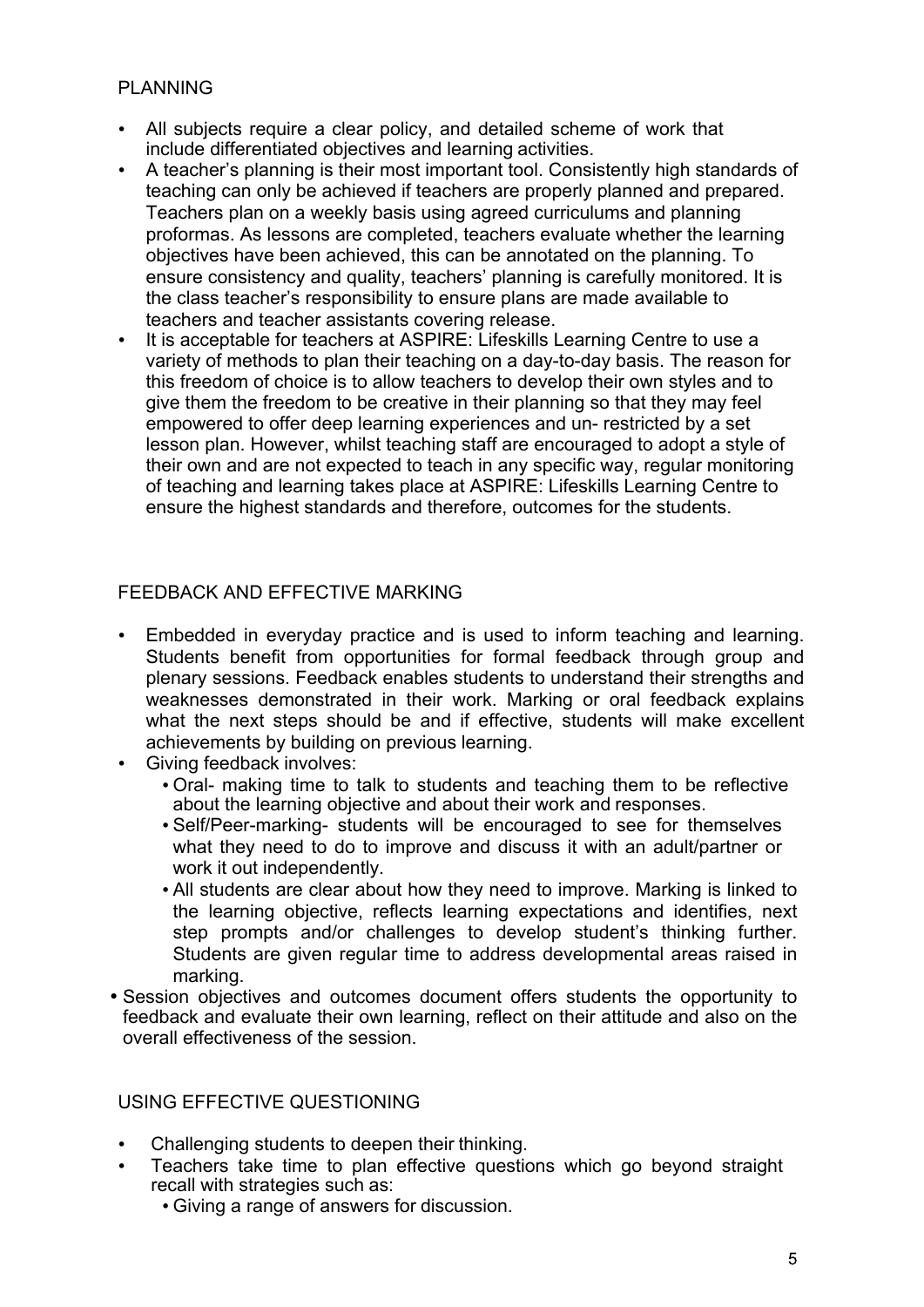## PLANNING

- All subjects require a clear policy, and detailed scheme of work that include differentiated objectives and learning activities.
- A teacher's planning is their most important tool. Consistently high standards of teaching can only be achieved if teachers are properly planned and prepared. Teachers plan on a weekly basis using agreed curriculums and planning proformas. As lessons are completed, teachers evaluate whether the learning objectives have been achieved, this can be annotated on the planning. To ensure consistency and quality, teachers' planning is carefully monitored. It is the class teacher's responsibility to ensure plans are made available to teachers and teacher assistants covering release.
- It is acceptable for teachers at ASPIRE: Lifeskills Learning Centre to use a variety of methods to plan their teaching on a day-to-day basis. The reason for this freedom of choice is to allow teachers to develop their own styles and to give them the freedom to be creative in their planning so that they may feel empowered to offer deep learning experiences and un- restricted by a set lesson plan. However, whilst teaching staff are encouraged to adopt a style of their own and are not expected to teach in any specific way, regular monitoring of teaching and learning takes place at ASPIRE: Lifeskills Learning Centre to ensure the highest standards and therefore, outcomes for the students.

## FEEDBACK AND EFFECTIVE MARKING

- Embedded in everyday practice and is used to inform teaching and learning. Students benefit from opportunities for formal feedback through group and plenary sessions. Feedback enables students to understand their strengths and weaknesses demonstrated in their work. Marking or oral feedback explains what the next steps should be and if effective, students will make excellent achievements by building on previous learning.
- Giving feedback involves:
  - Oral- making time to talk to students and teaching them to be reflective about the learning objective and about their work and responses.
  - Self/Peer-marking- students will be encouraged to see for themselves what they need to do to improve and discuss it with an adult/partner or work it out independently.
  - All students are clear about how they need to improve. Marking is linked to the learning objective, reflects learning expectations and identifies, next step prompts and/or challenges to develop student's thinking further. Students are given regular time to address developmental areas raised in marking.
- Session objectives and outcomes document offers students the opportunity to feedback and evaluate their own learning, reflect on their attitude and also on the overall effectiveness of the session.

## USING EFFECTIVE QUESTIONING

- Challenging students to deepen their thinking.
- Teachers take time to plan effective questions which go beyond straight recall with strategies such as:
  - Giving a range of answers for discussion.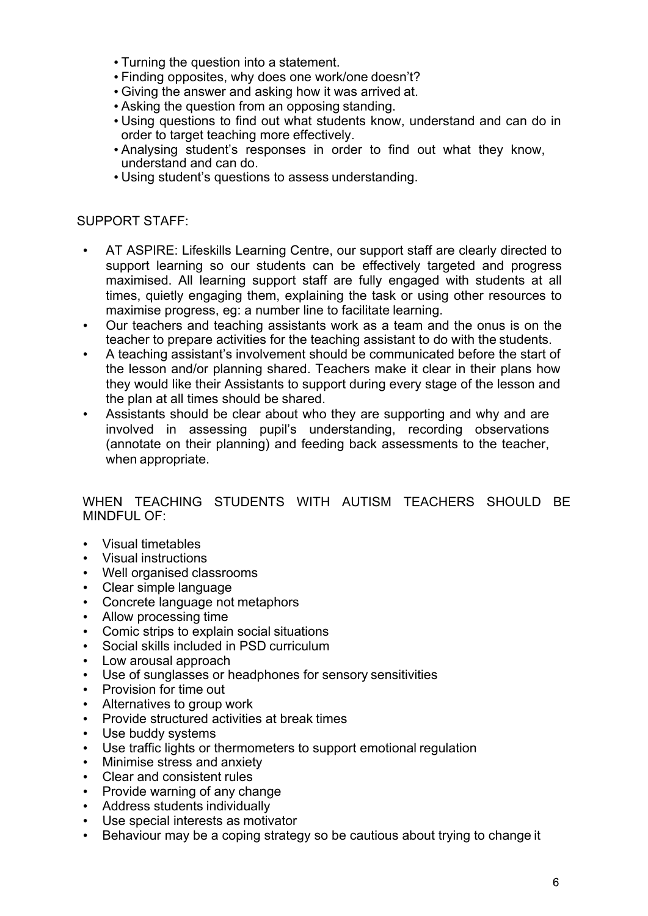- Turning the question into a statement.
- Finding opposites, why does one work/one doesn't?
- Giving the answer and asking how it was arrived at.
- Asking the question from an opposing standing.
- Using questions to find out what students know, understand and can do in order to target teaching more effectively.
- Analysing student's responses in order to find out what they know, understand and can do.
- Using student's questions to assess understanding.

SUPPORT STAFF:

- AT ASPIRE: Lifeskills Learning Centre, our support staff are clearly directed to support learning so our students can be effectively targeted and progress maximised. All learning support staff are fully engaged with students at all times, quietly engaging them, explaining the task or using other resources to maximise progress, eg: a number line to facilitate learning.
- Our teachers and teaching assistants work as a team and the onus is on the teacher to prepare activities for the teaching assistant to do with the students.
- A teaching assistant's involvement should be communicated before the start of the lesson and/or planning shared. Teachers make it clear in their plans how they would like their Assistants to support during every stage of the lesson and the plan at all times should be shared.
- Assistants should be clear about who they are supporting and why and are involved in assessing pupil's understanding, recording observations (annotate on their planning) and feeding back assessments to the teacher, when appropriate.

WHEN TEACHING STUDENTS WITH AUTISM TEACHERS SHOULD BE MINDFUL OF:

- Visual timetables
- Visual instructions
- Well organised classrooms
- Clear simple language
- Concrete language not metaphors
- Allow processing time
- Comic strips to explain social situations
- Social skills included in PSD curriculum
- Low arousal approach
- Use of sunglasses or headphones for sensory sensitivities
- Provision for time out
- Alternatives to group work
- Provide structured activities at break times
- Use buddy systems
- Use traffic lights or thermometers to support emotional regulation
- Minimise stress and anxiety
- Clear and consistent rules
- Provide warning of any change
- Address students individually
- Use special interests as motivator
- Behaviour may be a coping strategy so be cautious about trying to change it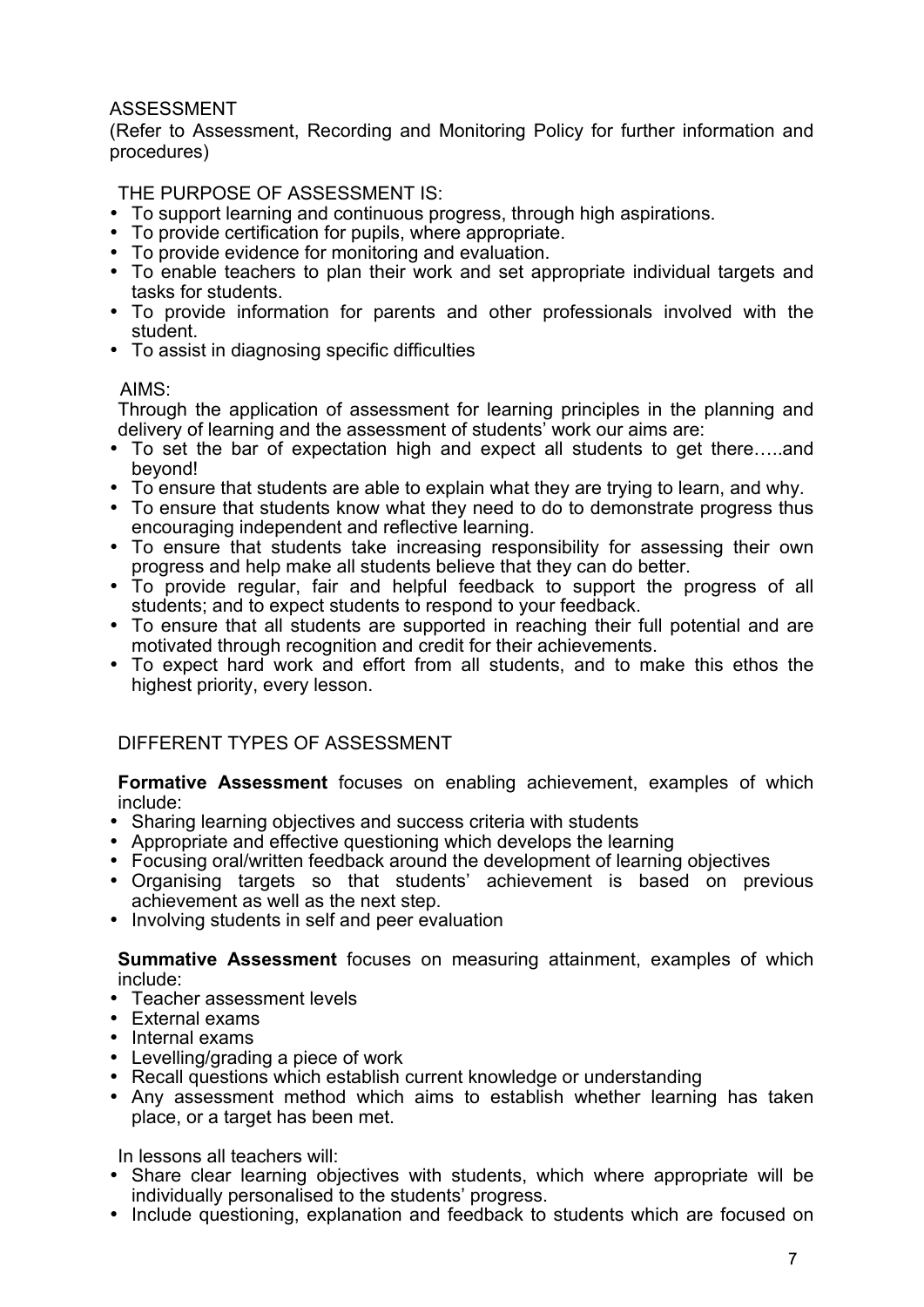## ASSESSMENT

(Refer to Assessment, Recording and Monitoring Policy for further information and procedures)

### THE PURPOSE OF ASSESSMENT IS:

- To support learning and continuous progress, through high aspirations.
- To provide certification for pupils, where appropriate.
- To provide evidence for monitoring and evaluation.
- To enable teachers to plan their work and set appropriate individual targets and tasks for students.
- To provide information for parents and other professionals involved with the student.
- To assist in diagnosing specific difficulties

### AIMS:

Through the application of assessment for learning principles in the planning and delivery of learning and the assessment of students' work our aims are:

- To set the bar of expectation high and expect all students to get there…..and beyond!
- To ensure that students are able to explain what they are trying to learn, and why.
- To ensure that students know what they need to do to demonstrate progress thus encouraging independent and reflective learning.
- To ensure that students take increasing responsibility for assessing their own progress and help make all students believe that they can do better.
- To provide regular, fair and helpful feedback to support the progress of all students; and to expect students to respond to your feedback.
- To ensure that all students are supported in reaching their full potential and are motivated through recognition and credit for their achievements.
- To expect hard work and effort from all students, and to make this ethos the highest priority, every lesson.

### DIFFERENT TYPES OF ASSESSMENT

**Formative Assessment** focuses on enabling achievement, examples of which include:

- Sharing learning objectives and success criteria with students
- Appropriate and effective questioning which develops the learning
- Focusing oral/written feedback around the development of learning objectives
- Organising targets so that students' achievement is based on previous achievement as well as the next step.
- Involving students in self and peer evaluation

**Summative Assessment** focuses on measuring attainment, examples of which include:

- Teacher assessment levels
- External exams
- Internal exams
- Levelling/grading a piece of work
- Recall questions which establish current knowledge or understanding
- Any assessment method which aims to establish whether learning has taken place, or a target has been met.

In lessons all teachers will:

- Share clear learning objectives with students, which where appropriate will be individually personalised to the students' progress.
- Include questioning, explanation and feedback to students which are focused on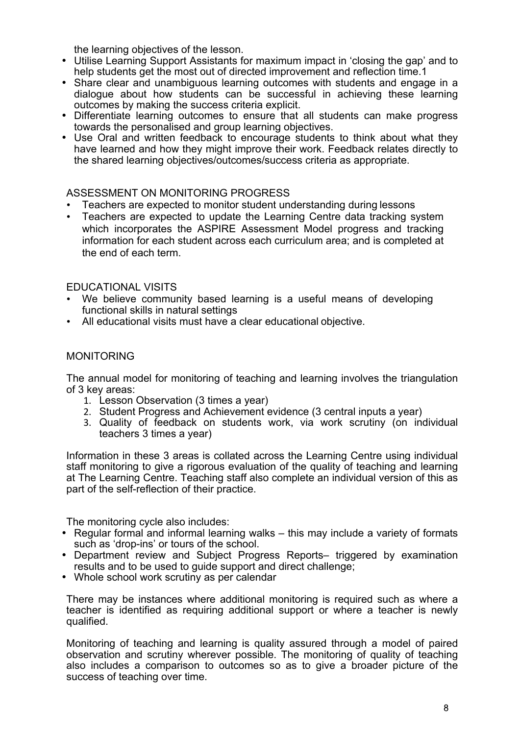the learning objectives of the lesson.

- Utilise Learning Support Assistants for maximum impact in 'closing the gap' and to help students get the most out of directed improvement and reflection time.1
- Share clear and unambiguous learning outcomes with students and engage in a dialogue about how students can be successful in achieving these learning outcomes by making the success criteria explicit.
- Differentiate learning outcomes to ensure that all students can make progress towards the personalised and group learning objectives.
- Use Oral and written feedback to encourage students to think about what they have learned and how they might improve their work. Feedback relates directly to the shared learning objectives/outcomes/success criteria as appropriate.

## ASSESSMENT ON MONITORING PROGRESS

- Teachers are expected to monitor student understanding during lessons
- Teachers are expected to update the Learning Centre data tracking system which incorporates the ASPIRE Assessment Model progress and tracking information for each student across each curriculum area; and is completed at the end of each term.

## EDUCATIONAL VISITS

- We believe community based learning is a useful means of developing functional skills in natural settings
- All educational visits must have a clear educational objective.

## MONITORING

The annual model for monitoring of teaching and learning involves the triangulation of 3 key areas:

1. Lesson Observation (3 times a year)
2. Student Progress and Achievement evidence (3 central inputs a year)
3. Quality of feedback on students work, via work scrutiny (on individual teachers 3 times a year)

Information in these 3 areas is collated across the Learning Centre using individual staff monitoring to give a rigorous evaluation of the quality of teaching and learning at The Learning Centre. Teaching staff also complete an individual version of this as part of the self-reflection of their practice.

The monitoring cycle also includes:

- Regular formal and informal learning walks – this may include a variety of formats such as 'drop-ins' or tours of the school.
- Department review and Subject Progress Reports– triggered by examination results and to be used to guide support and direct challenge;
- Whole school work scrutiny as per calendar

There may be instances where additional monitoring is required such as where a teacher is identified as requiring additional support or where a teacher is newly qualified.

Monitoring of teaching and learning is quality assured through a model of paired observation and scrutiny wherever possible. The monitoring of quality of teaching also includes a comparison to outcomes so as to give a broader picture of the success of teaching over time.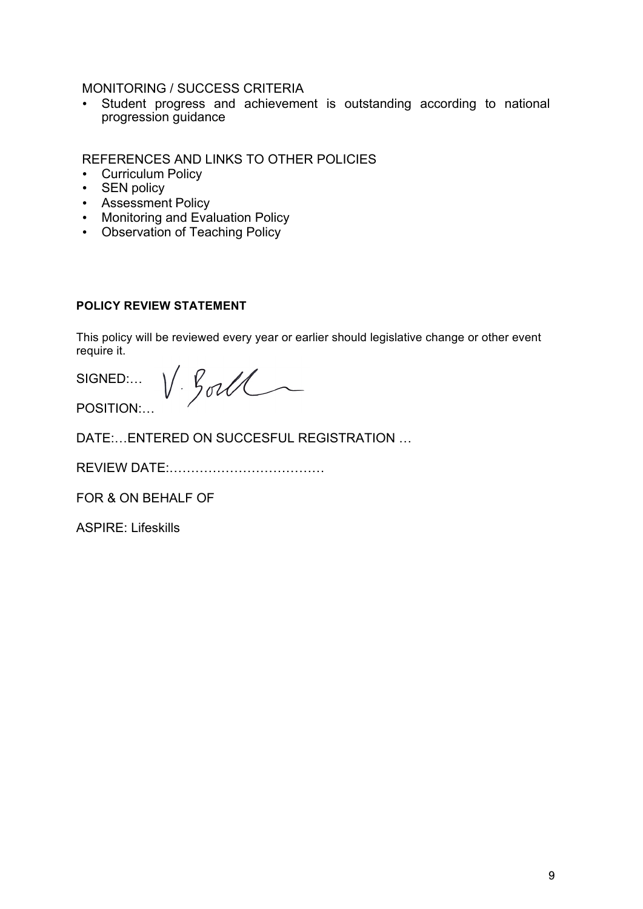MONITORING / SUCCESS CRITERIA

- Student progress and achievement is outstanding according to national progression guidance

REFERENCES AND LINKS TO OTHER POLICIES

- Curriculum Policy
- SEN policy
- Assessment Policy
- Monitoring and Evaluation Policy
- Observation of Teaching Policy

**POLICY REVIEW STATEMENT**

This policy will be reviewed every year or earlier should legislative change or other event require it.

SIGNED:… V. Boll

POSITION:…

DATE:…ENTERED ON SUCCESFUL REGISTRATION …

REVIEW DATE:………………………………

FOR & ON BEHALF OF

ASPIRE: Lifeskills